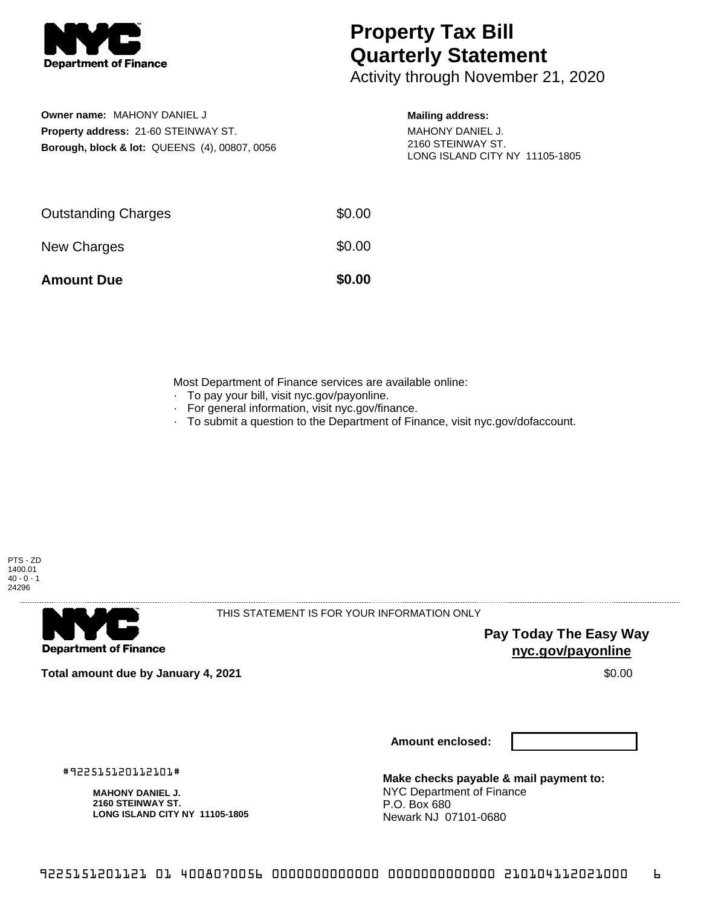# Property Tax Bill Quarterly Statement

Activity through November 21, 2020

**Owner name:** MAHONY DANIEL J
**Property address:** 21-60 STEINWAY ST.
**Borough, block & lot:** QUEENS (4), 00807, 0056

**Mailing address:**
MAHONY DANIEL J.
2160 STEINWAY ST.
LONG ISLAND CITY NY 11105-1805

| | |
|---|---|
| Outstanding Charges | $0.00 |
| New Charges | $0.00 |
| **Amount Due** | **$0.00** |

Most Department of Finance services are available online:

- To pay your bill, visit nyc.gov/payonline.
- For general information, visit nyc.gov/finance.
- To submit a question to the Department of Finance, visit nyc.gov/dofaccount.

PTS - ZD
1400.01
40 - 0 - 1
24296

THIS STATEMENT IS FOR YOUR INFORMATION ONLY

**Pay Today The Easy Way**
**nyc.gov/payonline**

**Total amount due by January 4, 2021** $0.00

**Amount enclosed:**

#922515120112101#

**MAHONY DANIEL J.**
**2160 STEINWAY ST.**
**LONG ISLAND CITY NY 11105-1805**

**Make checks payable & mail payment to:**
NYC Department of Finance
P.O. Box 680
Newark NJ 07101-0680

9225151201121 01 4008070056 0000000000000 0000000000000 210104112021000 6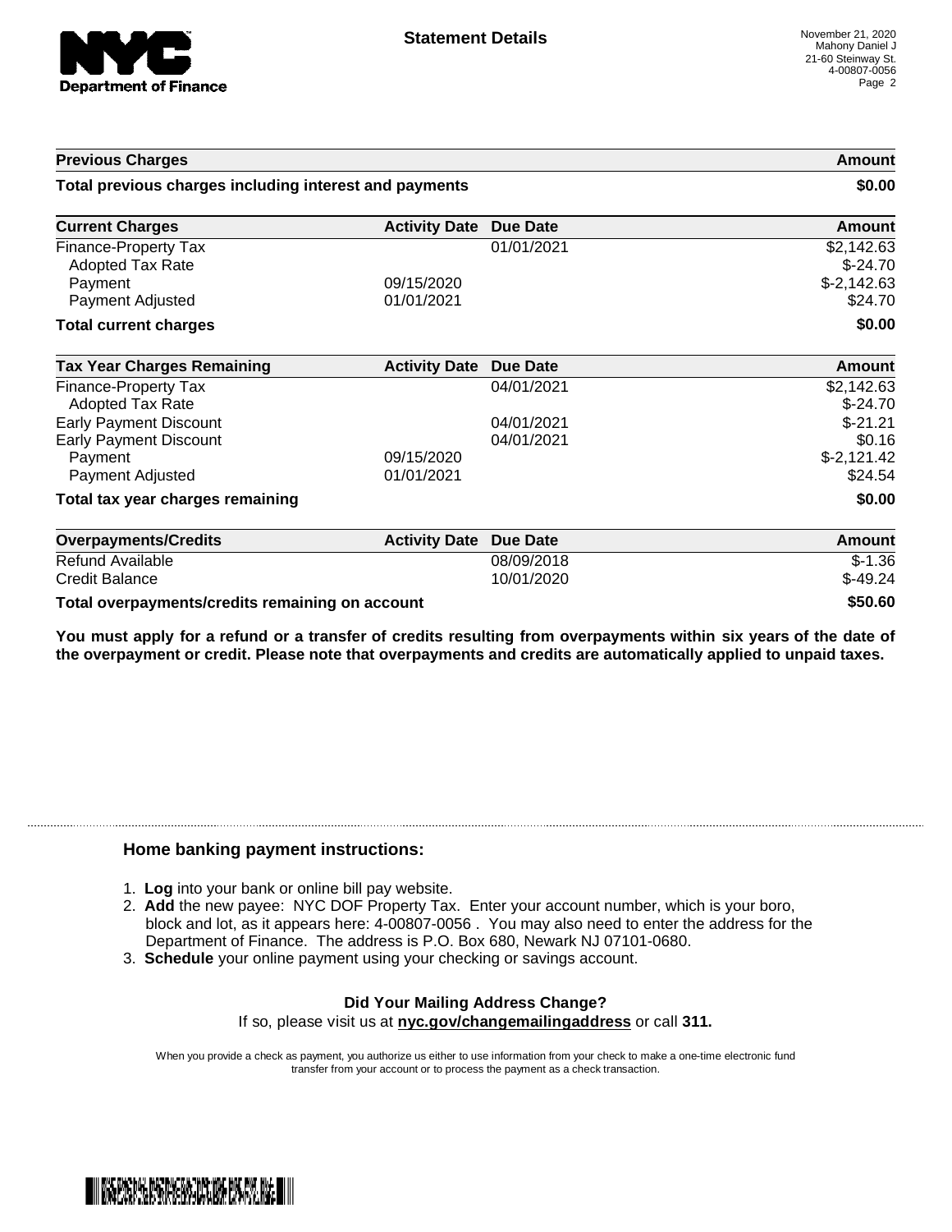## Statement Details

November 21, 2020
Mahony Daniel J
21-60 Steinway St.
4-00807-0056

| Previous Charges | | | Amount |
|---|---|---|---|
| **Total previous charges including interest and payments** | | | **$0.00** |

| Current Charges | Activity Date | Due Date | Amount |
|---|---|---|---|
| Finance-Property Tax | | 01/01/2021 | $2,142.63 |
| Adopted Tax Rate | | | $-24.70 |
| Payment | 09/15/2020 | | $-2,142.63 |
| Payment Adjusted | 01/01/2021 | | $24.70 |
| **Total current charges** | | | **$0.00** |

| Tax Year Charges Remaining | Activity Date | Due Date | Amount |
|---|---|---|---|
| Finance-Property Tax | | 04/01/2021 | $2,142.63 |
| Adopted Tax Rate | | | $-24.70 |
| Early Payment Discount | | 04/01/2021 | $-21.21 |
| Early Payment Discount | | 04/01/2021 | $0.16 |
| Payment | 09/15/2020 | | $-2,121.42 |
| Payment Adjusted | 01/01/2021 | | $24.54 |
| **Total tax year charges remaining** | | | **$0.00** |

| Overpayments/Credits | Activity Date | Due Date | Amount |
|---|---|---|---|
| Refund Available | | 08/09/2018 | $-1.36 |
| Credit Balance | | 10/01/2020 | $-49.24 |
| **Total overpayments/credits remaining on account** | | | **$50.60** |

**You must apply for a refund or a transfer of credits resulting from overpayments within six years of the date of the overpayment or credit. Please note that overpayments and credits are automatically applied to unpaid taxes.**

### Home banking payment instructions:

1. **Log** into your bank or online bill pay website.
2. **Add** the new payee: NYC DOF Property Tax. Enter your account number, which is your boro, block and lot, as it appears here: 4-00807-0056 . You may also need to enter the address for the Department of Finance. The address is P.O. Box 680, Newark NJ 07101-0680.
3. **Schedule** your online payment using your checking or savings account.

**Did Your Mailing Address Change?**
If so, please visit us at **nyc.gov/changemailingaddress** or call **311.**

When you provide a check as payment, you authorize us either to use information from your check to make a one-time electronic fund transfer from your account or to process the payment as a check transaction.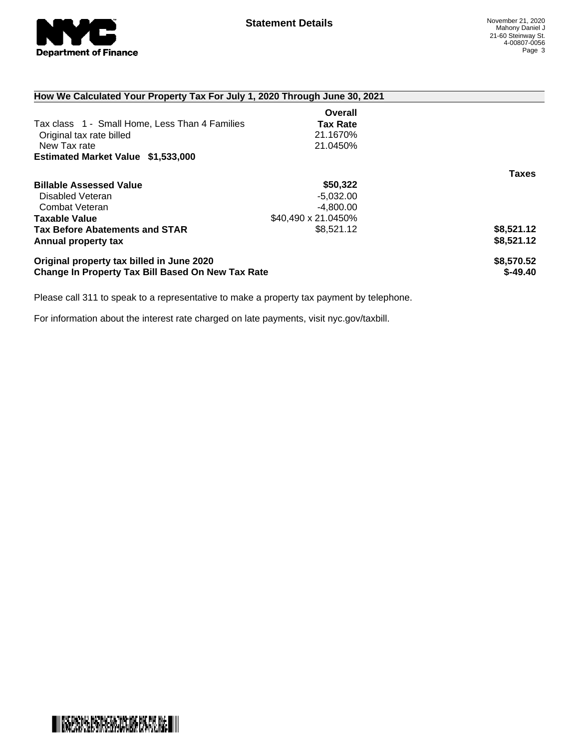## Statement Details

November 21, 2020
Mahony Daniel J
21-60 Steinway St.
4-00807-0056

### How We Calculated Your Property Tax For July 1, 2020 Through June 30, 2021

| | Overall Tax Rate | |
|---|---|---|
| Tax class 1 - Small Home, Less Than 4 Families | | |
| Original tax rate billed | 21.1670% | |
| New Tax rate | 21.0450% | |
| **Estimated Market Value $1,533,000** | | |
| | | **Taxes** |
| **Billable Assessed Value** | **$50,322** | |
| Disabled Veteran | -5,032.00 | |
| Combat Veteran | -4,800.00 | |
| **Taxable Value** | $40,490 x 21.0450% | |
| **Tax Before Abatements and STAR** | $8,521.12 | **$8,521.12** |
| **Annual property tax** | | **$8,521.12** |
| **Original property tax billed in June 2020** | | **$8,570.52** |
| **Change In Property Tax Bill Based On New Tax Rate** | | **$-49.40** |

Please call 311 to speak to a representative to make a property tax payment by telephone.

For information about the interest rate charged on late payments, visit nyc.gov/taxbill.